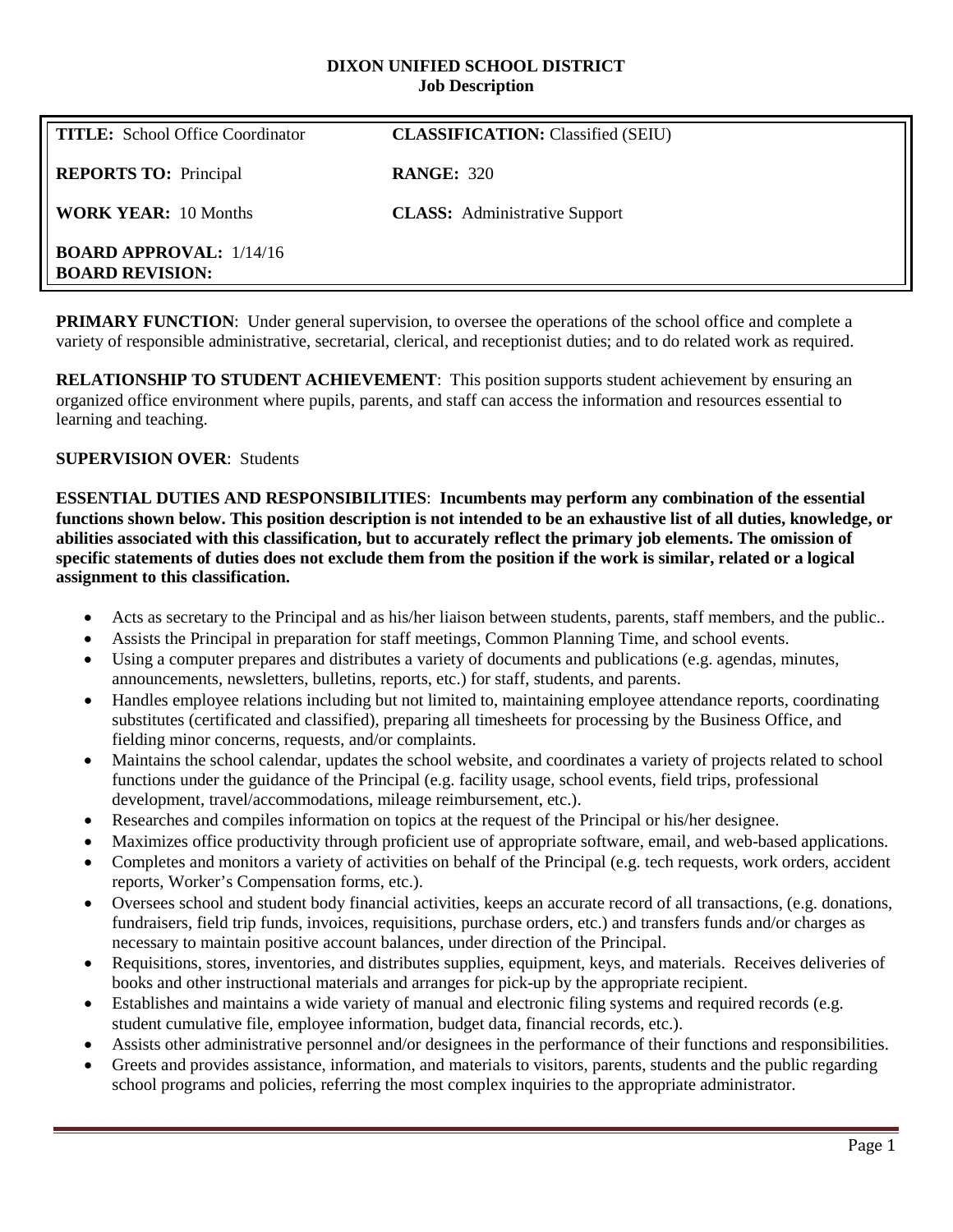**DIXON UNIFIED SCHOOL DISTRICT**
**Job Description**

| | |
|---|---|
| **TITLE:** School Office Coordinator | **CLASSIFICATION:** Classified (SEIU) |
| **REPORTS TO:** Principal | **RANGE:** 320 |
| **WORK YEAR:** 10 Months | **CLASS:** Administrative Support |
| **BOARD APPROVAL:** 1/14/16<br>**BOARD REVISION:** | |

**PRIMARY FUNCTION**: Under general supervision, to oversee the operations of the school office and complete a variety of responsible administrative, secretarial, clerical, and receptionist duties; and to do related work as required.

**RELATIONSHIP TO STUDENT ACHIEVEMENT**: This position supports student achievement by ensuring an organized office environment where pupils, parents, and staff can access the information and resources essential to learning and teaching.

**SUPERVISION OVER**: Students

**ESSENTIAL DUTIES AND RESPONSIBILITIES**: **Incumbents may perform any combination of the essential functions shown below. This position description is not intended to be an exhaustive list of all duties, knowledge, or abilities associated with this classification, but to accurately reflect the primary job elements. The omission of specific statements of duties does not exclude them from the position if the work is similar, related or a logical assignment to this classification.**

- Acts as secretary to the Principal and as his/her liaison between students, parents, staff members, and the public..
- Assists the Principal in preparation for staff meetings, Common Planning Time, and school events.
- Using a computer prepares and distributes a variety of documents and publications (e.g. agendas, minutes, announcements, newsletters, bulletins, reports, etc.) for staff, students, and parents.
- Handles employee relations including but not limited to, maintaining employee attendance reports, coordinating substitutes (certificated and classified), preparing all timesheets for processing by the Business Office, and fielding minor concerns, requests, and/or complaints.
- Maintains the school calendar, updates the school website, and coordinates a variety of projects related to school functions under the guidance of the Principal (e.g. facility usage, school events, field trips, professional development, travel/accommodations, mileage reimbursement, etc.).
- Researches and compiles information on topics at the request of the Principal or his/her designee.
- Maximizes office productivity through proficient use of appropriate software, email, and web-based applications.
- Completes and monitors a variety of activities on behalf of the Principal (e.g. tech requests, work orders, accident reports, Worker's Compensation forms, etc.).
- Oversees school and student body financial activities, keeps an accurate record of all transactions, (e.g. donations, fundraisers, field trip funds, invoices, requisitions, purchase orders, etc.) and transfers funds and/or charges as necessary to maintain positive account balances, under direction of the Principal.
- Requisitions, stores, inventories, and distributes supplies, equipment, keys, and materials. Receives deliveries of books and other instructional materials and arranges for pick-up by the appropriate recipient.
- Establishes and maintains a wide variety of manual and electronic filing systems and required records (e.g. student cumulative file, employee information, budget data, financial records, etc.).
- Assists other administrative personnel and/or designees in the performance of their functions and responsibilities.
- Greets and provides assistance, information, and materials to visitors, parents, students and the public regarding school programs and policies, referring the most complex inquiries to the appropriate administrator.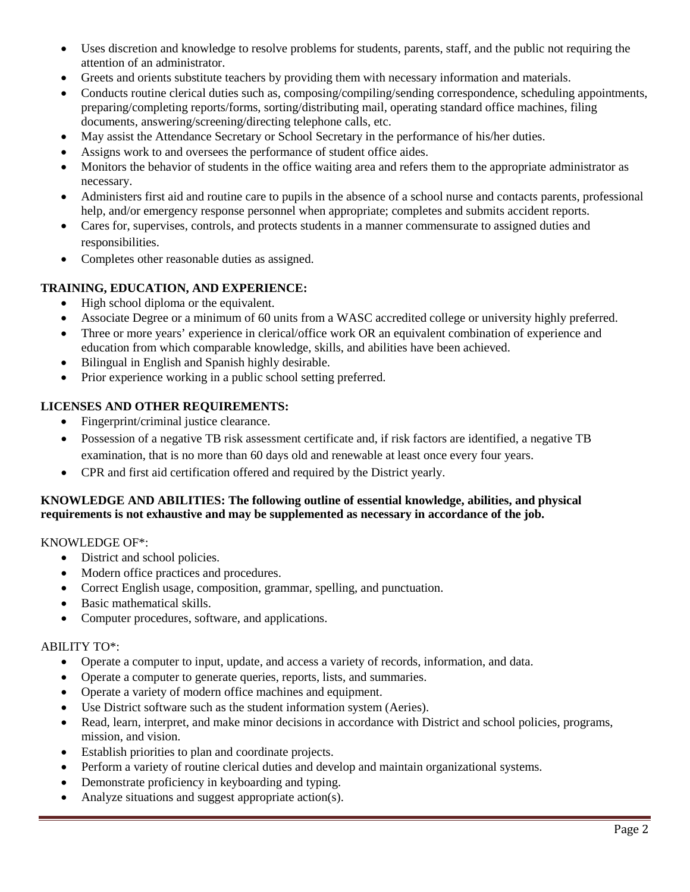- Uses discretion and knowledge to resolve problems for students, parents, staff, and the public not requiring the attention of an administrator.
- Greets and orients substitute teachers by providing them with necessary information and materials.
- Conducts routine clerical duties such as, composing/compiling/sending correspondence, scheduling appointments, preparing/completing reports/forms, sorting/distributing mail, operating standard office machines, filing documents, answering/screening/directing telephone calls, etc.
- May assist the Attendance Secretary or School Secretary in the performance of his/her duties.
- Assigns work to and oversees the performance of student office aides.
- Monitors the behavior of students in the office waiting area and refers them to the appropriate administrator as necessary.
- Administers first aid and routine care to pupils in the absence of a school nurse and contacts parents, professional help, and/or emergency response personnel when appropriate; completes and submits accident reports.
- Cares for, supervises, controls, and protects students in a manner commensurate to assigned duties and responsibilities.
- Completes other reasonable duties as assigned.

**TRAINING, EDUCATION, AND EXPERIENCE:**

- High school diploma or the equivalent.
- Associate Degree or a minimum of 60 units from a WASC accredited college or university highly preferred.
- Three or more years' experience in clerical/office work OR an equivalent combination of experience and education from which comparable knowledge, skills, and abilities have been achieved.
- Bilingual in English and Spanish highly desirable.
- Prior experience working in a public school setting preferred.

**LICENSES AND OTHER REQUIREMENTS:**

- Fingerprint/criminal justice clearance.
- Possession of a negative TB risk assessment certificate and, if risk factors are identified, a negative TB examination, that is no more than 60 days old and renewable at least once every four years.
- CPR and first aid certification offered and required by the District yearly.

**KNOWLEDGE AND ABILITIES: The following outline of essential knowledge, abilities, and physical requirements is not exhaustive and may be supplemented as necessary in accordance of the job.**

KNOWLEDGE OF*:

- District and school policies.
- Modern office practices and procedures.
- Correct English usage, composition, grammar, spelling, and punctuation.
- Basic mathematical skills.
- Computer procedures, software, and applications.

ABILITY TO*:

- Operate a computer to input, update, and access a variety of records, information, and data.
- Operate a computer to generate queries, reports, lists, and summaries.
- Operate a variety of modern office machines and equipment.
- Use District software such as the student information system (Aeries).
- Read, learn, interpret, and make minor decisions in accordance with District and school policies, programs, mission, and vision.
- Establish priorities to plan and coordinate projects.
- Perform a variety of routine clerical duties and develop and maintain organizational systems.
- Demonstrate proficiency in keyboarding and typing.
- Analyze situations and suggest appropriate action(s).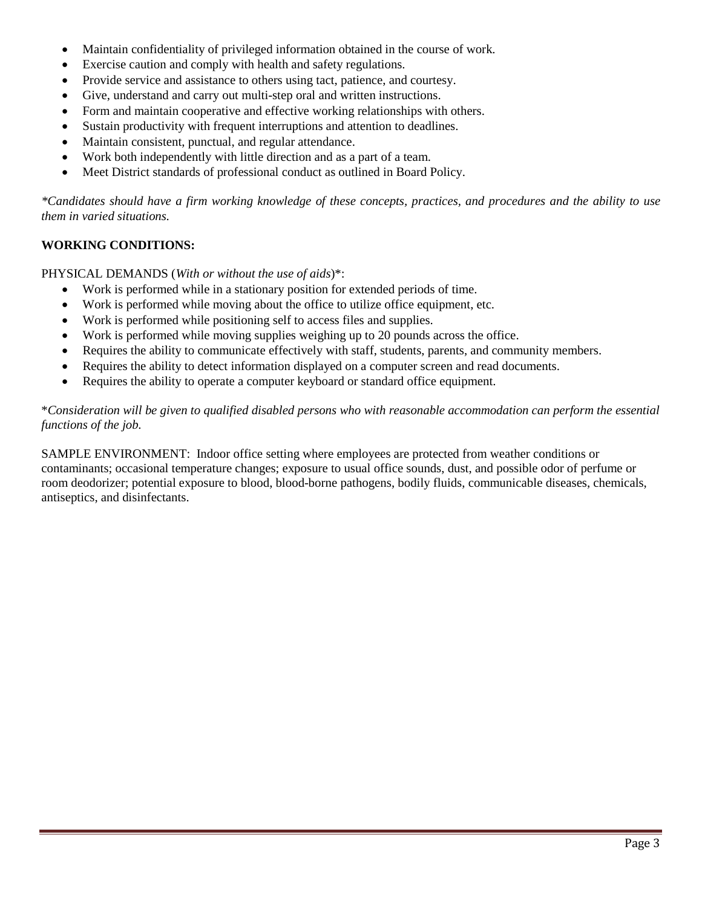- Maintain confidentiality of privileged information obtained in the course of work.
- Exercise caution and comply with health and safety regulations.
- Provide service and assistance to others using tact, patience, and courtesy.
- Give, understand and carry out multi-step oral and written instructions.
- Form and maintain cooperative and effective working relationships with others.
- Sustain productivity with frequent interruptions and attention to deadlines.
- Maintain consistent, punctual, and regular attendance.
- Work both independently with little direction and as a part of a team.
- Meet District standards of professional conduct as outlined in Board Policy.

*\*Candidates should have a firm working knowledge of these concepts, practices, and procedures and the ability to use them in varied situations.*

**WORKING CONDITIONS:**

PHYSICAL DEMANDS (*With or without the use of aids*)*:

- Work is performed while in a stationary position for extended periods of time.
- Work is performed while moving about the office to utilize office equipment, etc.
- Work is performed while positioning self to access files and supplies.
- Work is performed while moving supplies weighing up to 20 pounds across the office.
- Requires the ability to communicate effectively with staff, students, parents, and community members.
- Requires the ability to detect information displayed on a computer screen and read documents.
- Requires the ability to operate a computer keyboard or standard office equipment.

*\*Consideration will be given to qualified disabled persons who with reasonable accommodation can perform the essential functions of the job.*

SAMPLE ENVIRONMENT: Indoor office setting where employees are protected from weather conditions or contaminants; occasional temperature changes; exposure to usual office sounds, dust, and possible odor of perfume or room deodorizer; potential exposure to blood, blood-borne pathogens, bodily fluids, communicable diseases, chemicals, antiseptics, and disinfectants.